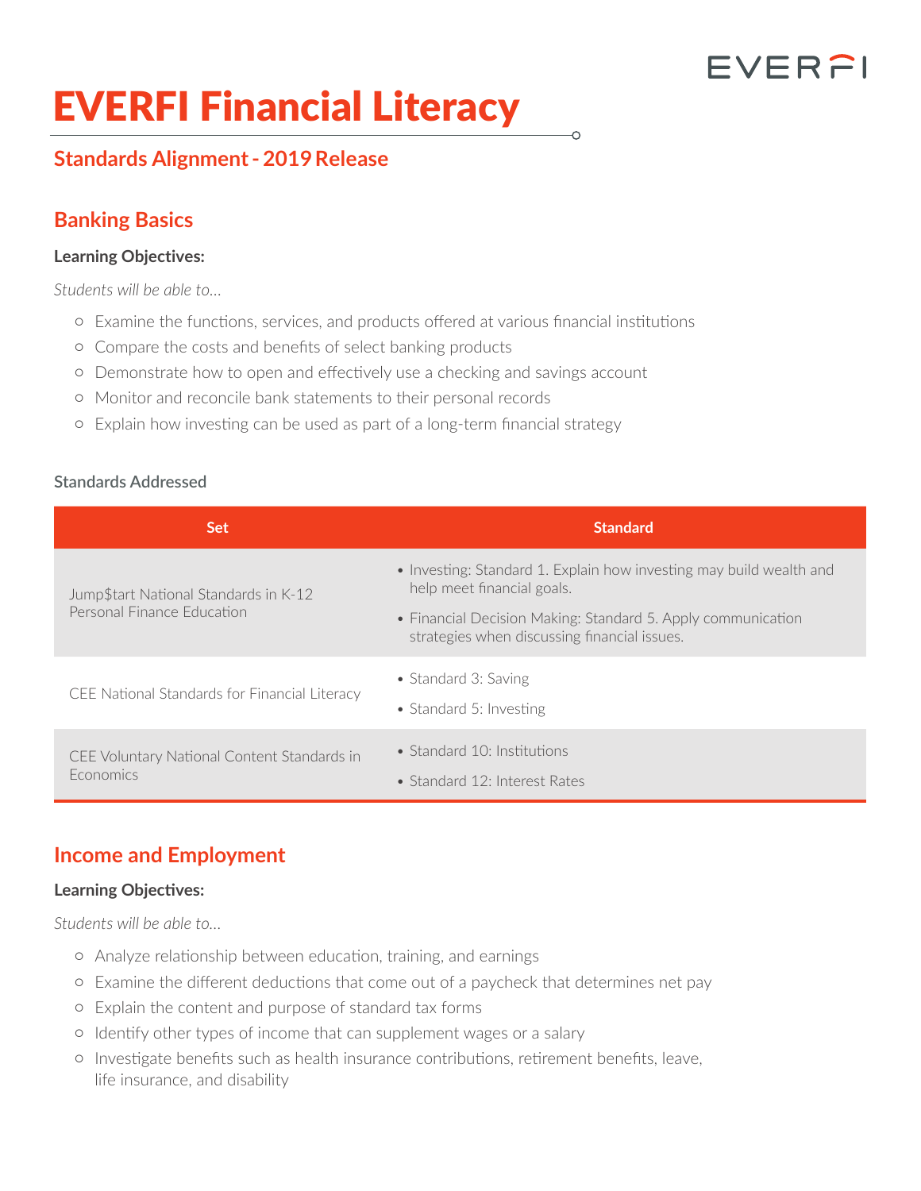# EVERFI Financial Literacy

## Standards Alignment - 2019 Release

## Banking Basics

**Learning Objectives:**

*Students will be able to…*

- Examine the functions, services, and products offered at various financial institutions
- Compare the costs and benefits of select banking products
- Demonstrate how to open and effectively use a checking and savings account
- Monitor and reconcile bank statements to their personal records
- Explain how investing can be used as part of a long-term financial strategy

### Standards Addressed

| Set | Standard |
| --- | --- |
| Jump$tart National Standards in K-12 Personal Finance Education | • Investing: Standard 1. Explain how investing may build wealth and help meet financial goals.<br>• Financial Decision Making: Standard 5. Apply communication strategies when discussing financial issues. |
| CEE National Standards for Financial Literacy | • Standard 3: Saving<br>• Standard 5: Investing |
| CEE Voluntary National Content Standards in Economics | • Standard 10: Institutions<br>• Standard 12: Interest Rates |

## Income and Employment

**Learning Objectives:**

*Students will be able to…*

- Analyze relationship between education, training, and earnings
- Examine the different deductions that come out of a paycheck that determines net pay
- Explain the content and purpose of standard tax forms
- Identify other types of income that can supplement wages or a salary
- Investigate benefits such as health insurance contributions, retirement benefits, leave, life insurance, and disability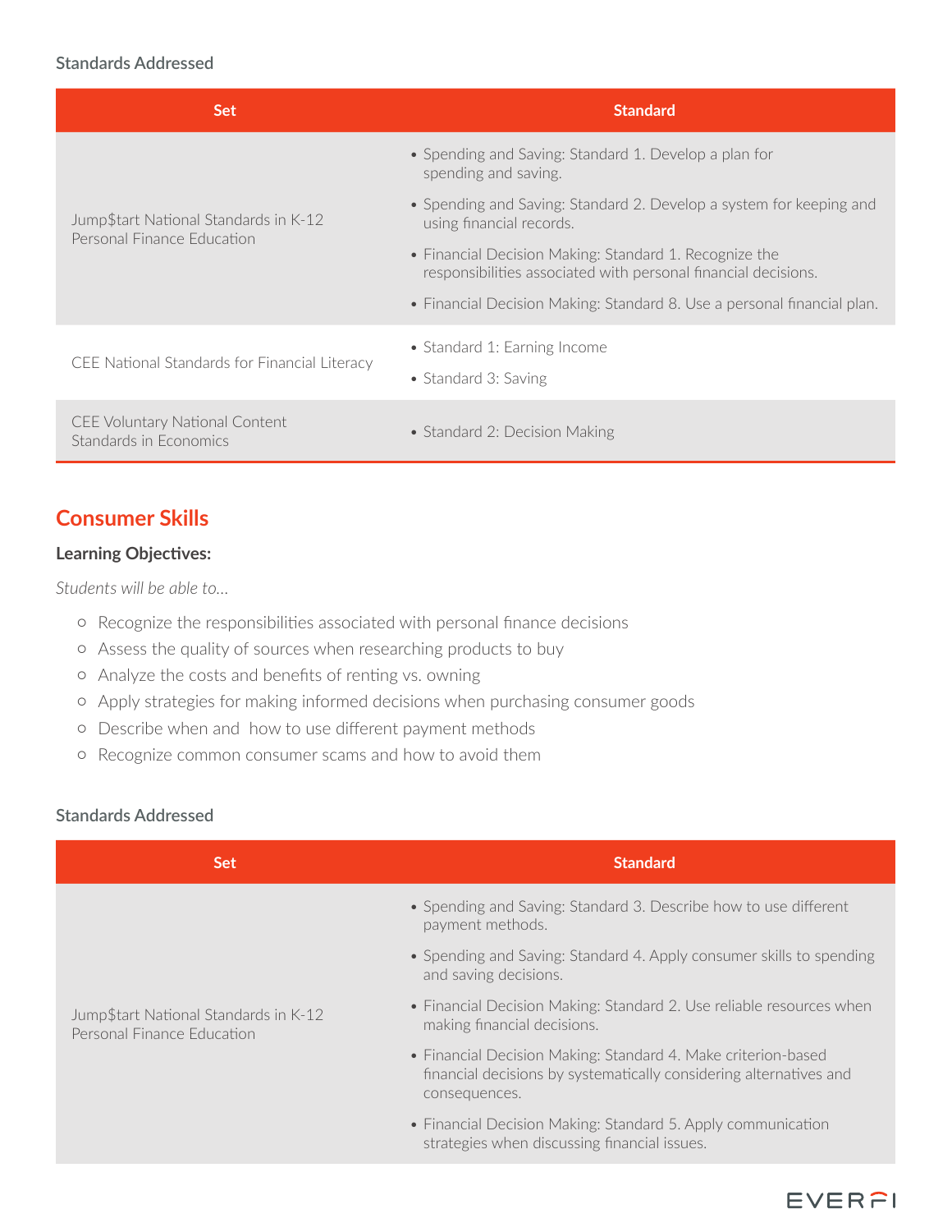#### Standards Addressed

| Set | Standard |
| --- | --- |
| Jump$tart National Standards in K-12 Personal Finance Education | • Spending and Saving: Standard 1. Develop a plan for spending and saving.<br>• Spending and Saving: Standard 2. Develop a system for keeping and using financial records.<br>• Financial Decision Making: Standard 1. Recognize the responsibilities associated with personal financial decisions.<br>• Financial Decision Making: Standard 8. Use a personal financial plan. |
| CEE National Standards for Financial Literacy | • Standard 1: Earning Income<br>• Standard 3: Saving |
| CEE Voluntary National Content Standards in Economics | • Standard 2: Decision Making |

## Consumer Skills

**Learning Objectives:**

*Students will be able to...*

- Recognize the responsibilities associated with personal finance decisions
- Assess the quality of sources when researching products to buy
- Analyze the costs and benefits of renting vs. owning
- Apply strategies for making informed decisions when purchasing consumer goods
- Describe when and how to use different payment methods
- Recognize common consumer scams and how to avoid them

#### Standards Addressed

| Set | Standard |
| --- | --- |
| Jump$tart National Standards in K-12 Personal Finance Education | • Spending and Saving: Standard 3. Describe how to use different payment methods.<br>• Spending and Saving: Standard 4. Apply consumer skills to spending and saving decisions.<br>• Financial Decision Making: Standard 2. Use reliable resources when making financial decisions.<br>• Financial Decision Making: Standard 4. Make criterion-based financial decisions by systematically considering alternatives and consequences.<br>• Financial Decision Making: Standard 5. Apply communication strategies when discussing financial issues. |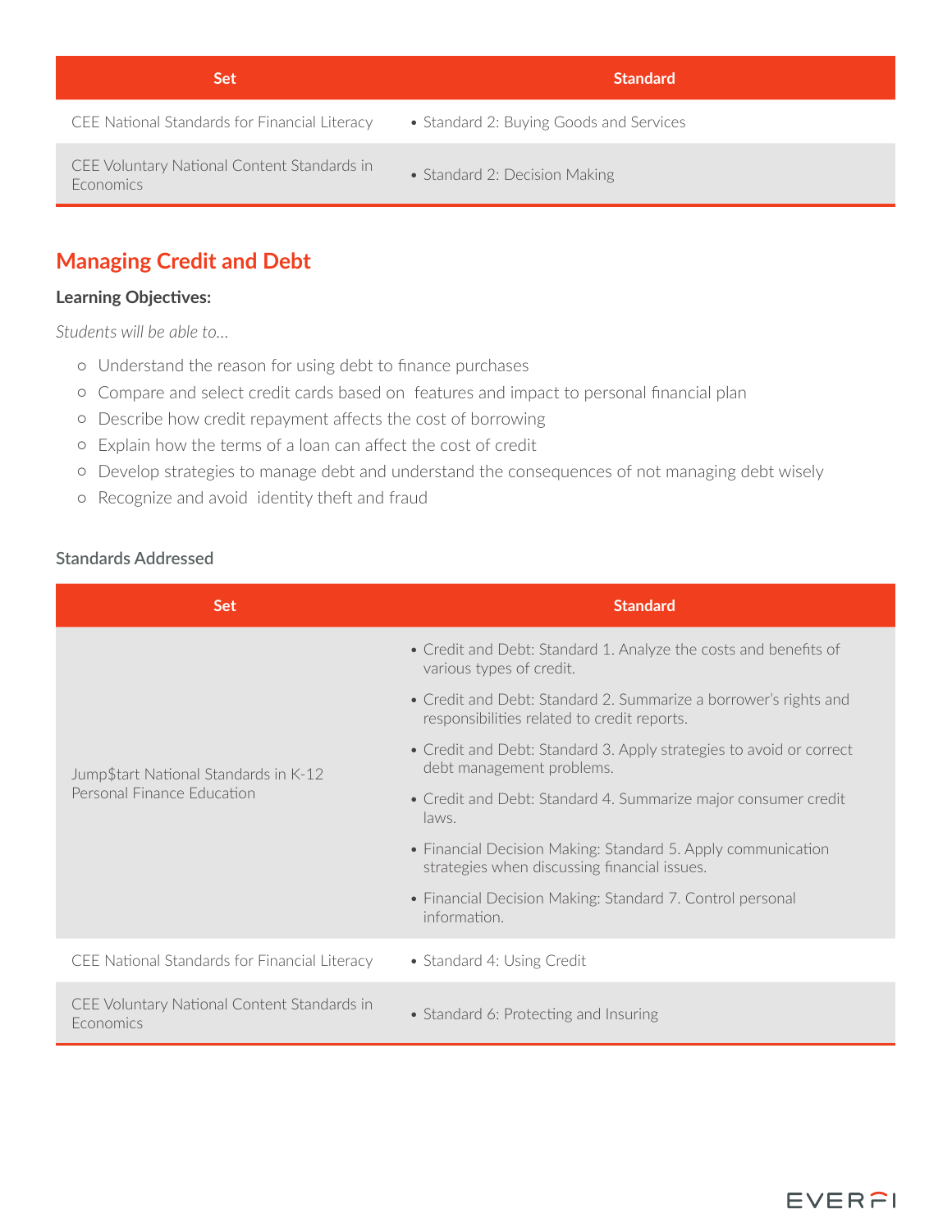| Set | Standard |
| --- | --- |
| CEE National Standards for Financial Literacy | • Standard 2: Buying Goods and Services |
| CEE Voluntary National Content Standards in Economics | • Standard 2: Decision Making |

## Managing Credit and Debt

**Learning Objectives:**

*Students will be able to...*

- Understand the reason for using debt to finance purchases
- Compare and select credit cards based on features and impact to personal financial plan
- Describe how credit repayment affects the cost of borrowing
- Explain how the terms of a loan can affect the cost of credit
- Develop strategies to manage debt and understand the consequences of not managing debt wisely
- Recognize and avoid identity theft and fraud

**Standards Addressed**

| Set | Standard |
| --- | --- |
| Jump$tart National Standards in K-12 Personal Finance Education | • Credit and Debt: Standard 1. Analyze the costs and benefits of various types of credit.<br>• Credit and Debt: Standard 2. Summarize a borrower's rights and responsibilities related to credit reports.<br>• Credit and Debt: Standard 3. Apply strategies to avoid or correct debt management problems.<br>• Credit and Debt: Standard 4. Summarize major consumer credit laws.<br>• Financial Decision Making: Standard 5. Apply communication strategies when discussing financial issues.<br>• Financial Decision Making: Standard 7. Control personal information. |
| CEE National Standards for Financial Literacy | • Standard 4: Using Credit |
| CEE Voluntary National Content Standards in Economics | • Standard 6: Protecting and Insuring |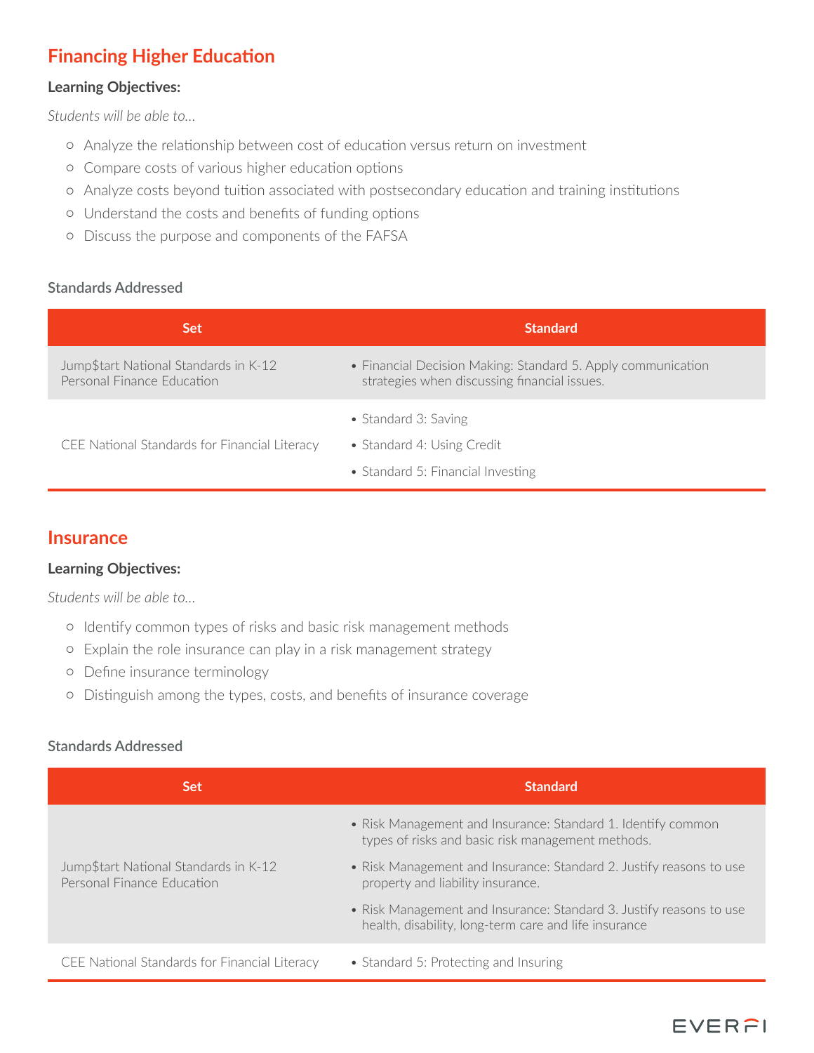## Financing Higher Education

**Learning Objectives:**

*Students will be able to...*

- Analyze the relationship between cost of education versus return on investment
- Compare costs of various higher education options
- Analyze costs beyond tuition associated with postsecondary education and training institutions
- Understand the costs and benefits of funding options
- Discuss the purpose and components of the FAFSA

**Standards Addressed**

| Set | Standard |
|---|---|
| Jump$tart National Standards in K-12 Personal Finance Education | • Financial Decision Making: Standard 5. Apply communication strategies when discussing financial issues. |
| CEE National Standards for Financial Literacy | • Standard 3: Saving<br>• Standard 4: Using Credit<br>• Standard 5: Financial Investing |

## Insurance

**Learning Objectives:**

*Students will be able to...*

- Identify common types of risks and basic risk management methods
- Explain the role insurance can play in a risk management strategy
- Define insurance terminology
- Distinguish among the types, costs, and benefits of insurance coverage

**Standards Addressed**

| Set | Standard |
|---|---|
| Jump$tart National Standards in K-12 Personal Finance Education | • Risk Management and Insurance: Standard 1. Identify common types of risks and basic risk management methods.<br>• Risk Management and Insurance: Standard 2. Justify reasons to use property and liability insurance.<br>• Risk Management and Insurance: Standard 3. Justify reasons to use health, disability, long-term care and life insurance |
| CEE National Standards for Financial Literacy | • Standard 5: Protecting and Insuring |